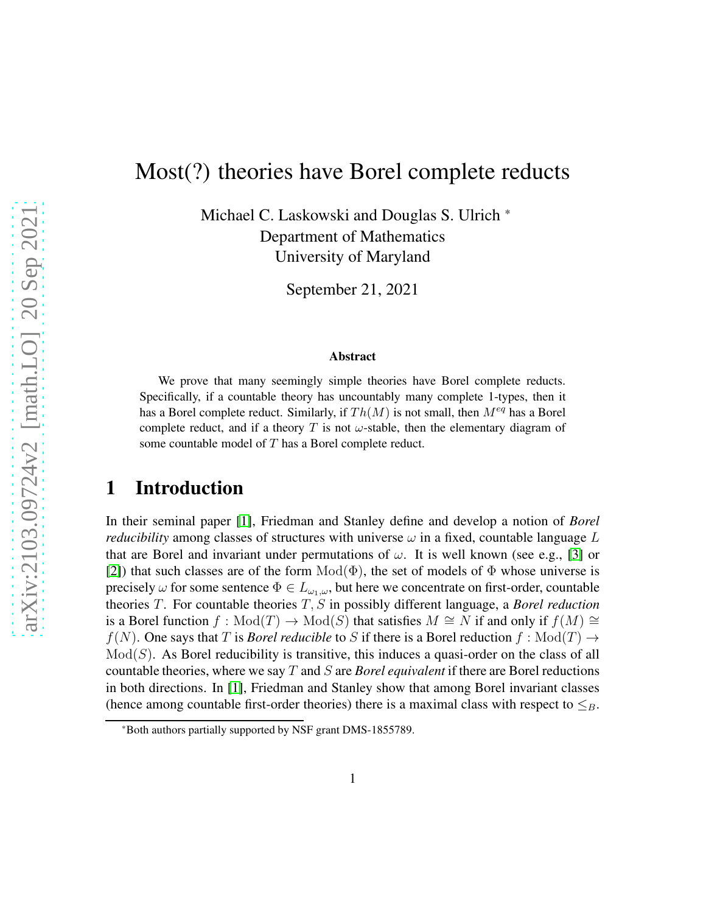# Most(?) theories have Borel complete reducts

Michael C. Laskowski and Douglas S. Ulrich *

Department of Mathematics

University of Maryland

September 21, 2021

### Abstract

We prove that many seemingly simple theories have Borel complete reducts. Specifically, if a countable theory has uncountably many complete 1-types, then it has a Borel complete reduct. Similarly, if $Th(M)$ is not small, then $M^{eq}$ has a Borel complete reduct, and if a theory $T$ is not $\omega$-stable, then the elementary diagram of some countable model of $T$ has a Borel complete reduct.

## 1 Introduction

In their seminal paper [1], Friedman and Stanley define and develop a notion of ***Borel reducibility*** among classes of structures with universe $\omega$ in a fixed, countable language $L$ that are Borel and invariant under permutations of $\omega$. It is well known (see e.g., [3] or [2]) that such classes are of the form $\mathrm{Mod}(\Phi)$, the set of models of $\Phi$ whose universe is precisely $\omega$ for some sentence $\Phi \in L_{\omega_1,\omega}$, but here we concentrate on first-order, countable theories $T$. For countable theories $T, S$ in possibly different language, a ***Borel reduction*** is a Borel function $f : \mathrm{Mod}(T) \to \mathrm{Mod}(S)$ that satisfies $M \cong N$ if and only if $f(M) \cong f(N)$. One says that $T$ is ***Borel reducible*** to $S$ if there is a Borel reduction $f : \mathrm{Mod}(T) \to \mathrm{Mod}(S)$. As Borel reducibility is transitive, this induces a quasi-order on the class of all countable theories, where we say $T$ and $S$ are ***Borel equivalent*** if there are Borel reductions in both directions. In [1], Friedman and Stanley show that among Borel invariant classes (hence among countable first-order theories) there is a maximal class with respect to $\leq_B$.

*Both authors partially supported by NSF grant DMS-1855789.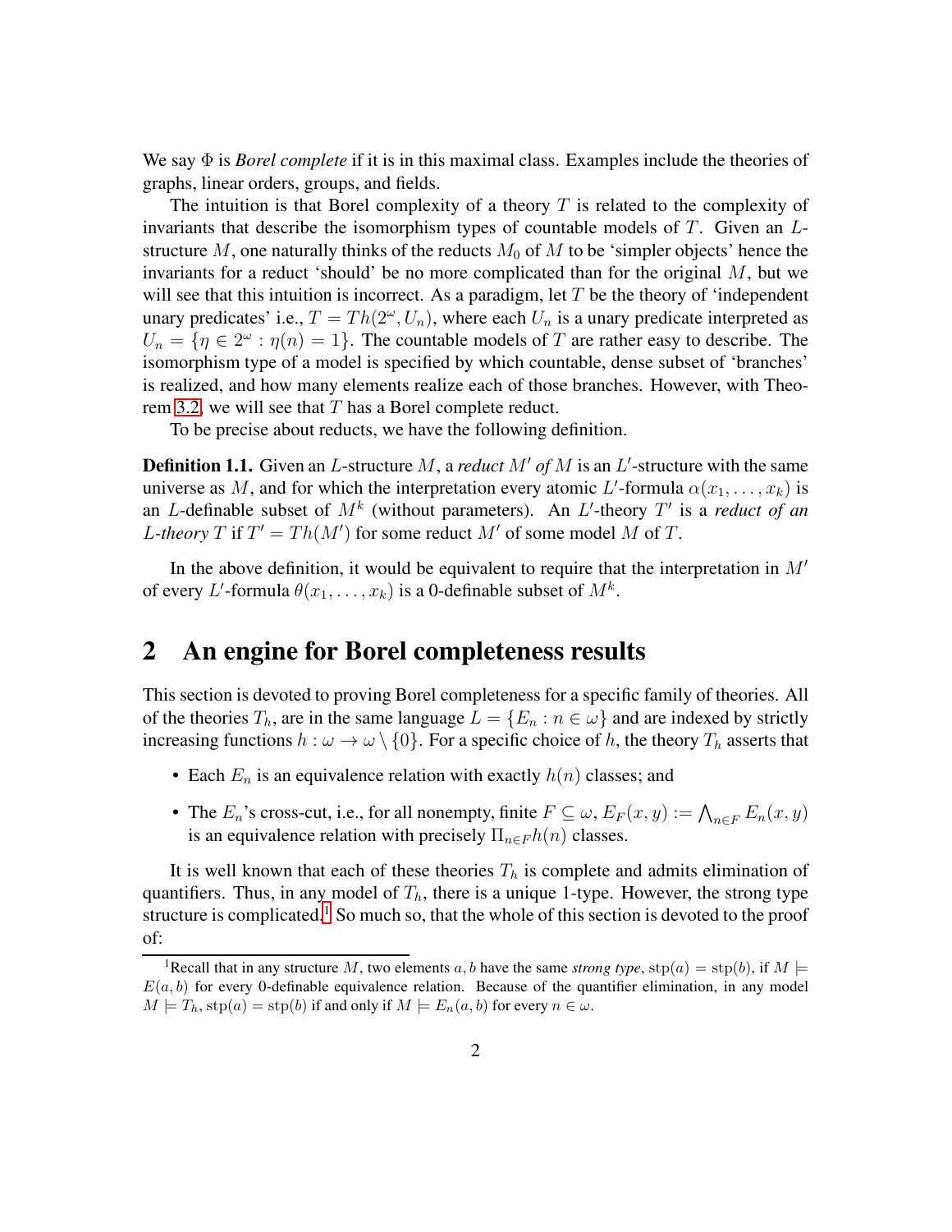We say $\Phi$ is *Borel complete* if it is in this maximal class. Examples include the theories of graphs, linear orders, groups, and fields.

The intuition is that Borel complexity of a theory $T$ is related to the complexity of invariants that describe the isomorphism types of countable models of $T$. Given an $L$-structure $M$, one naturally thinks of the reducts $M_0$ of $M$ to be 'simpler objects' hence the invariants for a reduct 'should' be no more complicated than for the original $M$, but we will see that this intuition is incorrect. As a paradigm, let $T$ be the theory of 'independent unary predicates' i.e., $T = Th(2^\omega, U_n)$, where each $U_n$ is a unary predicate interpreted as $U_n = \{\eta \in 2^\omega : \eta(n) = 1\}$. The countable models of $T$ are rather easy to describe. The isomorphism type of a model is specified by which countable, dense subset of 'branches' is realized, and how many elements realize each of those branches. However, with Theorem 3.2, we will see that $T$ has a Borel complete reduct.

To be precise about reducts, we have the following definition.

**Definition 1.1.** Given an $L$-structure $M$, a *reduct $M'$ of $M$* is an $L'$-structure with the same universe as $M$, and for which the interpretation every atomic $L'$-formula $\alpha(x_1, \ldots, x_k)$ is an $L$-definable subset of $M^k$ (without parameters). An $L'$-theory $T'$ is a *reduct of an $L$-theory $T$* if $T' = Th(M')$ for some reduct $M'$ of some model $M$ of $T$.

In the above definition, it would be equivalent to require that the interpretation in $M'$ of every $L'$-formula $\theta(x_1, \ldots, x_k)$ is a 0-definable subset of $M^k$.

## 2 An engine for Borel completeness results

This section is devoted to proving Borel completeness for a specific family of theories. All of the theories $T_h$, are in the same language $L = \{E_n : n \in \omega\}$ and are indexed by strictly increasing functions $h : \omega \to \omega \setminus \{0\}$. For a specific choice of $h$, the theory $T_h$ asserts that

- Each $E_n$ is an equivalence relation with exactly $h(n)$ classes; and
- The $E_n$'s cross-cut, i.e., for all nonempty, finite $F \subseteq \omega$, $E_F(x, y) := \bigwedge_{n \in F} E_n(x, y)$ is an equivalence relation with precisely $\Pi_{n \in F} h(n)$ classes.

It is well known that each of these theories $T_h$ is complete and admits elimination of quantifiers. Thus, in any model of $T_h$, there is a unique 1-type. However, the strong type structure is complicated.[1] So much so, that the whole of this section is devoted to the proof of:

[1] Recall that in any structure $M$, two elements $a, b$ have the same *strong type*, $\mathrm{stp}(a) = \mathrm{stp}(b)$, if $M \models E(a, b)$ for every 0-definable equivalence relation. Because of the quantifier elimination, in any model $M \models T_h$, $\mathrm{stp}(a) = \mathrm{stp}(b)$ if and only if $M \models E_n(a, b)$ for every $n \in \omega$.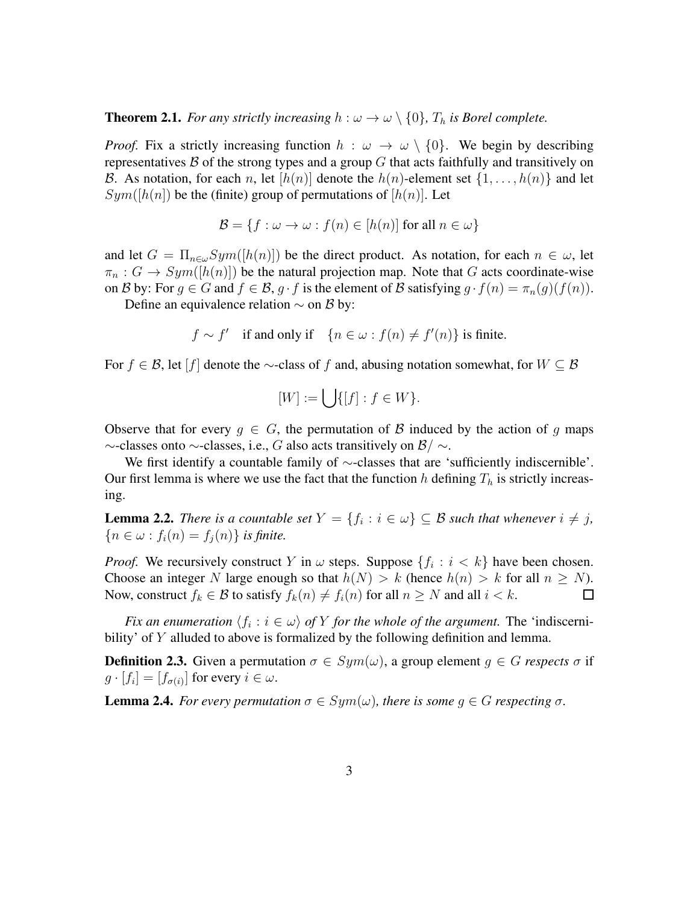**Theorem 2.1.** *For any strictly increasing $h : \omega \to \omega \setminus \{0\}$, $T_h$ is Borel complete.*

*Proof.* Fix a strictly increasing function $h : \omega \to \omega \setminus \{0\}$. We begin by describing representatives $\mathcal{B}$ of the strong types and a group $G$ that acts faithfully and transitively on $\mathcal{B}$. As notation, for each $n$, let $[h(n)]$ denote the $h(n)$-element set $\{1, \dots, h(n)\}$ and let $Sym([h(n)])$ be the (finite) group of permutations of $[h(n)]$. Let

$$\mathcal{B} = \{f : \omega \to \omega : f(n) \in [h(n)] \text{ for all } n \in \omega\}$$

and let $G = \Pi_{n \in \omega} Sym([h(n)])$ be the direct product. As notation, for each $n \in \omega$, let $\pi_n : G \to Sym([h(n)])$ be the natural projection map. Note that $G$ acts coordinate-wise on $\mathcal{B}$ by: For $g \in G$ and $f \in \mathcal{B}$, $g \cdot f$ is the element of $\mathcal{B}$ satisfying $g \cdot f(n) = \pi_n(g)(f(n))$.

Define an equivalence relation $\sim$ on $\mathcal{B}$ by:

$$f \sim f' \quad \text{if and only if} \quad \{n \in \omega : f(n) \neq f'(n)\} \text{ is finite.}$$

For $f \in \mathcal{B}$, let $[f]$ denote the $\sim$-class of $f$ and, abusing notation somewhat, for $W \subseteq \mathcal{B}$

$$[W] := \bigcup \{[f] : f \in W\}.$$

Observe that for every $g \in G$, the permutation of $\mathcal{B}$ induced by the action of $g$ maps $\sim$-classes onto $\sim$-classes, i.e., $G$ also acts transitively on $\mathcal{B}/\sim$.

We first identify a countable family of $\sim$-classes that are 'sufficiently indiscernible'. Our first lemma is where we use the fact that the function $h$ defining $T_h$ is strictly increasing.

**Lemma 2.2.** *There is a countable set $Y = \{f_i : i \in \omega\} \subseteq \mathcal{B}$ such that whenever $i \neq j$, $\{n \in \omega : f_i(n) = f_j(n)\}$ is finite.*

*Proof.* We recursively construct $Y$ in $\omega$ steps. Suppose $\{f_i : i < k\}$ have been chosen. Choose an integer $N$ large enough so that $h(N) > k$ (hence $h(n) > k$ for all $n \geq N$). Now, construct $f_k \in \mathcal{B}$ to satisfy $f_k(n) \neq f_i(n)$ for all $n \geq N$ and all $i < k$. $\square$

*Fix an enumeration $\langle f_i : i \in \omega \rangle$ of $Y$ for the whole of the argument.* The 'indiscernibility' of $Y$ alluded to above is formalized by the following definition and lemma.

**Definition 2.3.** Given a permutation $\sigma \in Sym(\omega)$, a group element $g \in G$ *respects* $\sigma$ if $g \cdot [f_i] = [f_{\sigma(i)}]$ for every $i \in \omega$.

**Lemma 2.4.** *For every permutation $\sigma \in Sym(\omega)$, there is some $g \in G$ respecting $\sigma$.*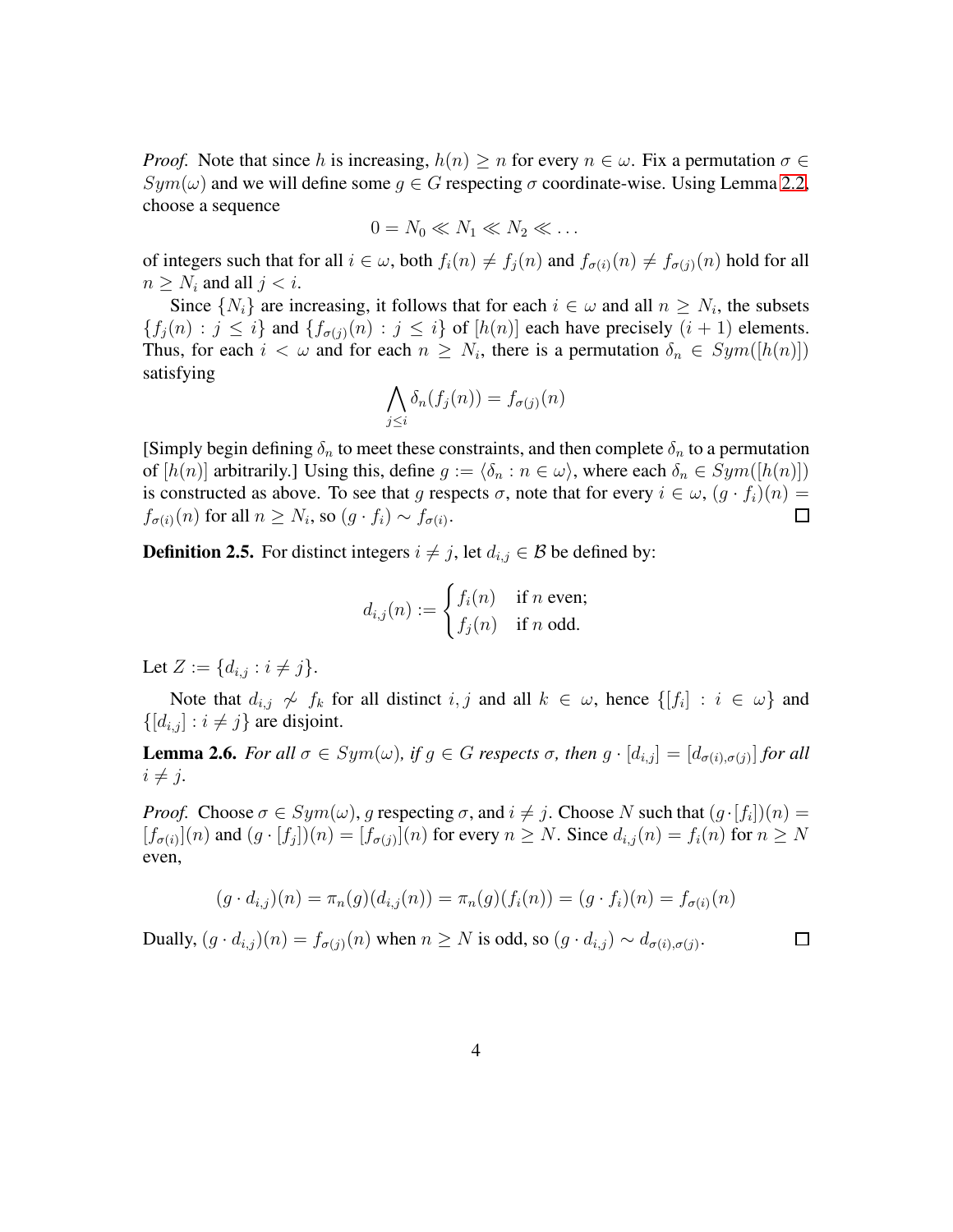*Proof.* Note that since $h$ is increasing, $h(n) \geq n$ for every $n \in \omega$. Fix a permutation $\sigma \in Sym(\omega)$ and we will define some $g \in G$ respecting $\sigma$ coordinate-wise. Using Lemma 2.2, choose a sequence

$$0 = N_0 \ll N_1 \ll N_2 \ll \dots$$

of integers such that for all $i \in \omega$, both $f_i(n) \neq f_j(n)$ and $f_{\sigma(i)}(n) \neq f_{\sigma(j)}(n)$ hold for all $n \geq N_i$ and all $j < i$.

Since $\{N_i\}$ are increasing, it follows that for each $i \in \omega$ and all $n \geq N_i$, the subsets $\{f_j(n) : j \leq i\}$ and $\{f_{\sigma(j)}(n) : j \leq i\}$ of $[h(n)]$ each have precisely $(i+1)$ elements. Thus, for each $i < \omega$ and for each $n \geq N_i$, there is a permutation $\delta_n \in Sym([h(n)])$ satisfying

$$\bigwedge_{j \leq i} \delta_n(f_j(n)) = f_{\sigma(j)}(n)$$

[Simply begin defining $\delta_n$ to meet these constraints, and then complete $\delta_n$ to a permutation of $[h(n)]$ arbitrarily.] Using this, define $g := \langle \delta_n : n \in \omega \rangle$, where each $\delta_n \in Sym([h(n)])$ is constructed as above. To see that $g$ respects $\sigma$, note that for every $i \in \omega$, $(g \cdot f_i)(n) = f_{\sigma(i)}(n)$ for all $n \geq N_i$, so $(g \cdot f_i) \sim f_{\sigma(i)}$. $\square$

**Definition 2.5.** For distinct integers $i \neq j$, let $d_{i,j} \in \mathcal{B}$ be defined by:

$$d_{i,j}(n) := \begin{cases} f_i(n) & \text{if } n \text{ even;} \\ f_j(n) & \text{if } n \text{ odd.} \end{cases}$$

Let $Z := \{d_{i,j} : i \neq j\}$.

Note that $d_{i,j} \not\sim f_k$ for all distinct $i, j$ and all $k \in \omega$, hence $\{[f_i] : i \in \omega\}$ and $\{[d_{i,j}] : i \neq j\}$ are disjoint.

**Lemma 2.6.** *For all $\sigma \in Sym(\omega)$, if $g \in G$ respects $\sigma$, then $g \cdot [d_{i,j}] = [d_{\sigma(i),\sigma(j)}]$ for all $i \neq j$.*

*Proof.* Choose $\sigma \in Sym(\omega)$, $g$ respecting $\sigma$, and $i \neq j$. Choose $N$ such that $(g \cdot [f_i])(n) = [f_{\sigma(i)}](n)$ and $(g \cdot [f_j])(n) = [f_{\sigma(j)}](n)$ for every $n \geq N$. Since $d_{i,j}(n) = f_i(n)$ for $n \geq N$ even,

$$(g \cdot d_{i,j})(n) = \pi_n(g)(d_{i,j}(n)) = \pi_n(g)(f_i(n)) = (g \cdot f_i)(n) = f_{\sigma(i)}(n)$$

Dually, $(g \cdot d_{i,j})(n) = f_{\sigma(j)}(n)$ when $n \geq N$ is odd, so $(g \cdot d_{i,j}) \sim d_{\sigma(i),\sigma(j)}$. $\square$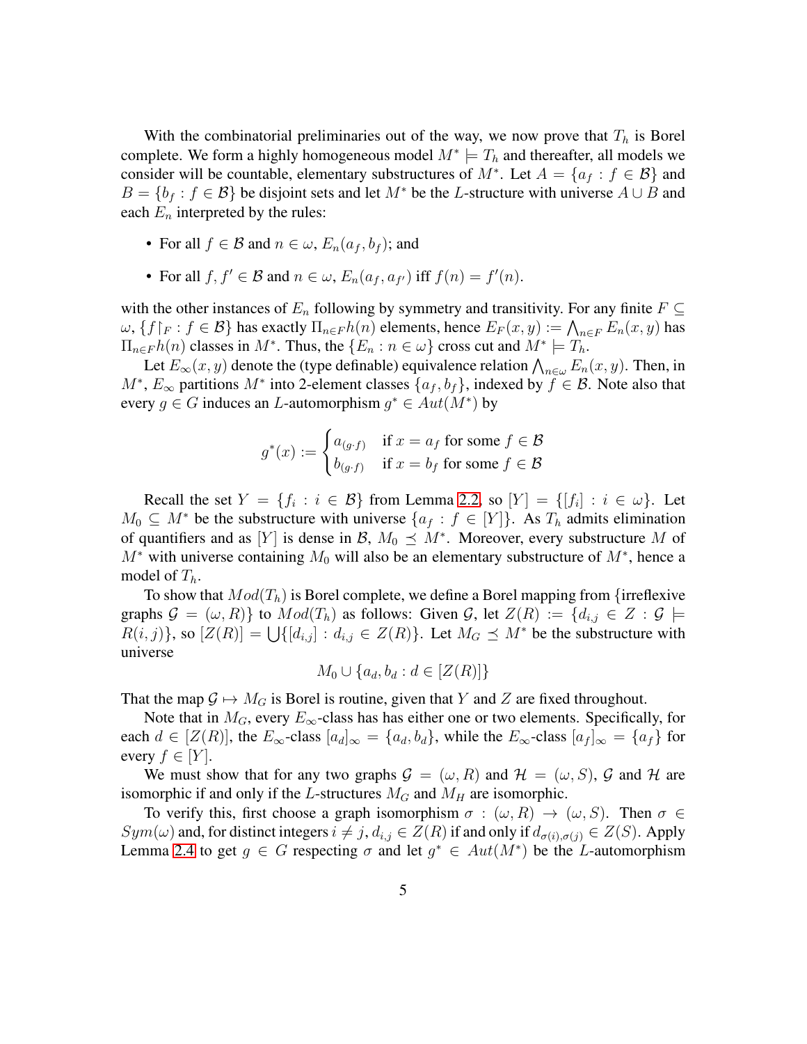With the combinatorial preliminaries out of the way, we now prove that $T_h$ is Borel complete. We form a highly homogeneous model $M^* \models T_h$ and thereafter, all models we consider will be countable, elementary substructures of $M^*$. Let $A = \{a_f : f \in \mathcal{B}\}$ and $B = \{b_f : f \in \mathcal{B}\}$ be disjoint sets and let $M^*$ be the $L$-structure with universe $A \cup B$ and each $E_n$ interpreted by the rules:

- For all $f \in \mathcal{B}$ and $n \in \omega$, $E_n(a_f, b_f)$; and
- For all $f, f' \in \mathcal{B}$ and $n \in \omega$, $E_n(a_f, a_{f'})$ iff $f(n) = f'(n)$.

with the other instances of $E_n$ following by symmetry and transitivity. For any finite $F \subseteq \omega$, $\{f{\restriction}_F : f \in \mathcal{B}\}$ has exactly $\Pi_{n\in F} h(n)$ elements, hence $E_F(x, y) := \bigwedge_{n\in F} E_n(x, y)$ has $\Pi_{n\in F} h(n)$ classes in $M^*$. Thus, the $\{E_n : n \in \omega\}$ cross cut and $M^* \models T_h$.

Let $E_\infty(x, y)$ denote the (type definable) equivalence relation $\bigwedge_{n\in\omega} E_n(x, y)$. Then, in $M^*$, $E_\infty$ partitions $M^*$ into 2-element classes $\{a_f, b_f\}$, indexed by $f \in \mathcal{B}$. Note also that every $g \in G$ induces an $L$-automorphism $g^* \in Aut(M^*)$ by

$$g^*(x) := \begin{cases} a_{(g\cdot f)} & \text{if } x = a_f \text{ for some } f \in \mathcal{B} \\ b_{(g\cdot f)} & \text{if } x = b_f \text{ for some } f \in \mathcal{B} \end{cases}$$

Recall the set $Y = \{f_i : i \in \mathcal{B}\}$ from Lemma 2.2, so $[Y] = \{[f_i] : i \in \omega\}$. Let $M_0 \subseteq M^*$ be the substructure with universe $\{a_f : f \in [Y]\}$. As $T_h$ admits elimination of quantifiers and as $[Y]$ is dense in $\mathcal{B}$, $M_0 \preceq M^*$. Moreover, every substructure $M$ of $M^*$ with universe containing $M_0$ will also be an elementary substructure of $M^*$, hence a model of $T_h$.

To show that $Mod(T_h)$ is Borel complete, we define a Borel mapping from {irreflexive graphs $\mathcal{G} = (\omega, R)$} to $Mod(T_h)$ as follows: Given $\mathcal{G}$, let $Z(R) := \{d_{i,j} \in Z : \mathcal{G} \models R(i, j)\}$, so $[Z(R)] = \bigcup\{[d_{i,j}] : d_{i,j} \in Z(R)\}$. Let $M_G \preceq M^*$ be the substructure with universe

$$M_0 \cup \{a_d, b_d : d \in [Z(R)]\}$$

That the map $\mathcal{G} \mapsto M_G$ is Borel is routine, given that $Y$ and $Z$ are fixed throughout.

Note that in $M_G$, every $E_\infty$-class has has either one or two elements. Specifically, for each $d \in [Z(R)]$, the $E_\infty$-class $[a_d]_\infty = \{a_d, b_d\}$, while the $E_\infty$-class $[a_f]_\infty = \{a_f\}$ for every $f \in [Y]$.

We must show that for any two graphs $\mathcal{G} = (\omega, R)$ and $\mathcal{H} = (\omega, S)$, $\mathcal{G}$ and $\mathcal{H}$ are isomorphic if and only if the $L$-structures $M_G$ and $M_H$ are isomorphic.

To verify this, first choose a graph isomorphism $\sigma : (\omega, R) \to (\omega, S)$. Then $\sigma \in Sym(\omega)$ and, for distinct integers $i \neq j$, $d_{i,j} \in Z(R)$ if and only if $d_{\sigma(i),\sigma(j)} \in Z(S)$. Apply Lemma 2.4 to get $g \in G$ respecting $\sigma$ and let $g^* \in Aut(M^*)$ be the $L$-automorphism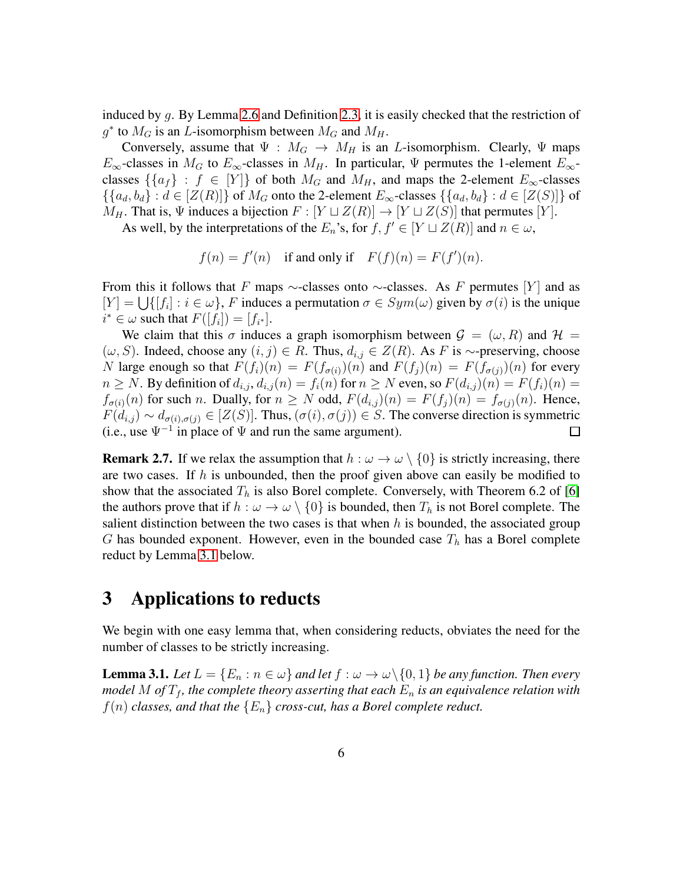induced by $g$. By Lemma 2.6 and Definition 2.3, it is easily checked that the restriction of $g^*$ to $M_G$ is an $L$-isomorphism between $M_G$ and $M_H$.

Conversely, assume that $\Psi : M_G \to M_H$ is an $L$-isomorphism. Clearly, $\Psi$ maps $E_\infty$-classes in $M_G$ to $E_\infty$-classes in $M_H$. In particular, $\Psi$ permutes the 1-element $E_\infty$-classes $\{\{a_f\} : f \in [Y]\}$ of both $M_G$ and $M_H$, and maps the 2-element $E_\infty$-classes $\{\{a_d, b_d\} : d \in [Z(R)]\}$ of $M_G$ onto the 2-element $E_\infty$-classes $\{\{a_d, b_d\} : d \in [Z(S)]\}$ of $M_H$. That is, $\Psi$ induces a bijection $F : [Y \sqcup Z(R)] \to [Y \sqcup Z(S)]$ that permutes $[Y]$.

As well, by the interpretations of the $E_n$'s, for $f, f' \in [Y \sqcup Z(R)]$ and $n \in \omega$,

$$f(n) = f'(n) \quad \text{if and only if} \quad F(f)(n) = F(f')(n).$$

From this it follows that $F$ maps $\sim$-classes onto $\sim$-classes. As $F$ permutes $[Y]$ and as $[Y] = \bigcup\{[f_i] : i \in \omega\}$, $F$ induces a permutation $\sigma \in Sym(\omega)$ given by $\sigma(i)$ is the unique $i^* \in \omega$ such that $F([f_i]) = [f_{i^*}]$.

We claim that this $\sigma$ induces a graph isomorphism between $\mathcal{G} = (\omega, R)$ and $\mathcal{H} = (\omega, S)$. Indeed, choose any $(i, j) \in R$. Thus, $d_{i,j} \in Z(R)$. As $F$ is $\sim$-preserving, choose $N$ large enough so that $F(f_i)(n) = F(f_{\sigma(i)})(n)$ and $F(f_j)(n) = F(f_{\sigma(j)})(n)$ for every $n \geq N$. By definition of $d_{i,j}$, $d_{i,j}(n) = f_i(n)$ for $n \geq N$ even, so $F(d_{i,j})(n) = F(f_i)(n) = f_{\sigma(i)}(n)$ for such $n$. Dually, for $n \geq N$ odd, $F(d_{i,j})(n) = F(f_j)(n) = f_{\sigma(j)}(n)$. Hence, $F(d_{i,j}) \sim d_{\sigma(i),\sigma(j)} \in [Z(S)]$. Thus, $(\sigma(i), \sigma(j)) \in S$. The converse direction is symmetric (i.e., use $\Psi^{-1}$ in place of $\Psi$ and run the same argument). □

**Remark 2.7.** If we relax the assumption that $h : \omega \to \omega \setminus \{0\}$ is strictly increasing, there are two cases. If $h$ is unbounded, then the proof given above can easily be modified to show that the associated $T_h$ is also Borel complete. Conversely, with Theorem 6.2 of [6] the authors prove that if $h : \omega \to \omega \setminus \{0\}$ is bounded, then $T_h$ is not Borel complete. The salient distinction between the two cases is that when $h$ is bounded, the associated group $G$ has bounded exponent. However, even in the bounded case $T_h$ has a Borel complete reduct by Lemma 3.1 below.

# 3 Applications to reducts

We begin with one easy lemma that, when considering reducts, obviates the need for the number of classes to be strictly increasing.

**Lemma 3.1.** *Let $L = \{E_n : n \in \omega\}$ and let $f : \omega \to \omega \setminus \{0, 1\}$ be any function. Then every model $M$ of $T_f$, the complete theory asserting that each $E_n$ is an equivalence relation with $f(n)$ classes, and that the $\{E_n\}$ cross-cut, has a Borel complete reduct.*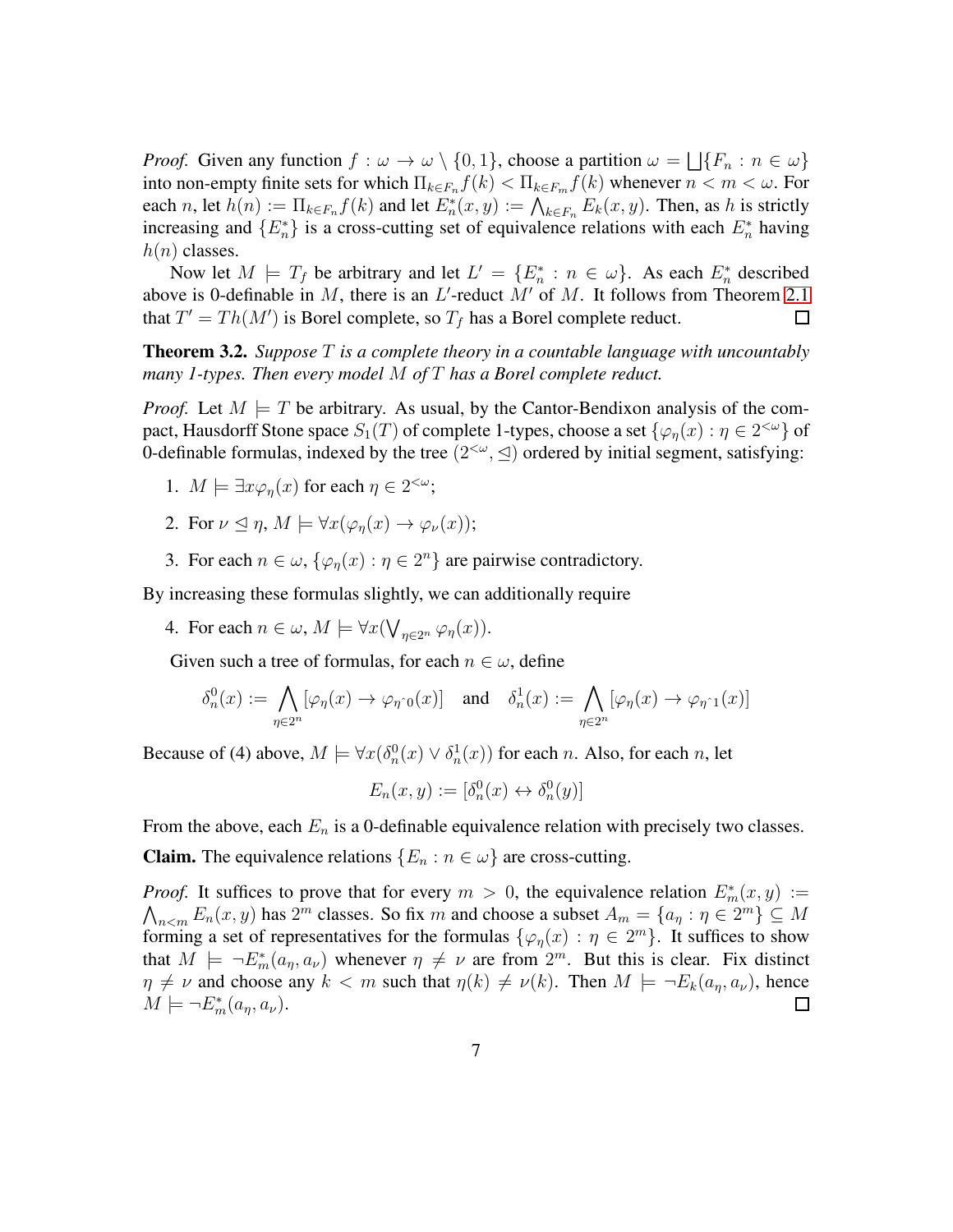*Proof.* Given any function $f : \omega \to \omega \setminus \{0, 1\}$, choose a partition $\omega = \bigsqcup\{F_n : n \in \omega\}$ into non-empty finite sets for which $\Pi_{k \in F_n} f(k) < \Pi_{k \in F_m} f(k)$ whenever $n < m < \omega$. For each $n$, let $h(n) := \Pi_{k \in F_n} f(k)$ and let $E_n^*(x, y) := \bigwedge_{k \in F_n} E_k(x, y)$. Then, as $h$ is strictly increasing and $\{E_n^*\}$ is a cross-cutting set of equivalence relations with each $E_n^*$ having $h(n)$ classes.

Now let $M \models T_f$ be arbitrary and let $L' = \{E_n^* : n \in \omega\}$. As each $E_n^*$ described above is 0-definable in $M$, there is an $L'$-reduct $M'$ of $M$. It follows from Theorem 2.1 that $T' = Th(M')$ is Borel complete, so $T_f$ has a Borel complete reduct. $\square$

**Theorem 3.2.** *Suppose $T$ is a complete theory in a countable language with uncountably many 1-types. Then every model $M$ of $T$ has a Borel complete reduct.*

*Proof.* Let $M \models T$ be arbitrary. As usual, by the Cantor-Bendixon analysis of the compact, Hausdorff Stone space $S_1(T)$ of complete 1-types, choose a set $\{\varphi_\eta(x) : \eta \in 2^{<\omega}\}$ of 0-definable formulas, indexed by the tree $(2^{<\omega}, \trianglelefteq)$ ordered by initial segment, satisfying:

1. $M \models \exists x \varphi_\eta(x)$ for each $\eta \in 2^{<\omega}$;
2. For $\nu \trianglelefteq \eta$, $M \models \forall x(\varphi_\eta(x) \to \varphi_\nu(x))$;
3. For each $n \in \omega$, $\{\varphi_\eta(x) : \eta \in 2^n\}$ are pairwise contradictory.

By increasing these formulas slightly, we can additionally require

4. For each $n \in \omega$, $M \models \forall x(\bigvee_{\eta \in 2^n} \varphi_\eta(x))$.

Given such a tree of formulas, for each $n \in \omega$, define

$$\delta_n^0(x) := \bigwedge_{\eta \in 2^n} [\varphi_\eta(x) \to \varphi_{\eta\hat{\ }0}(x)] \quad \text{and} \quad \delta_n^1(x) := \bigwedge_{\eta \in 2^n} [\varphi_\eta(x) \to \varphi_{\eta\hat{\ }1}(x)]$$

Because of (4) above, $M \models \forall x(\delta_n^0(x) \vee \delta_n^1(x))$ for each $n$. Also, for each $n$, let

$$E_n(x, y) := [\delta_n^0(x) \leftrightarrow \delta_n^0(y)]$$

From the above, each $E_n$ is a 0-definable equivalence relation with precisely two classes.

**Claim.** The equivalence relations $\{E_n : n \in \omega\}$ are cross-cutting.

*Proof.* It suffices to prove that for every $m > 0$, the equivalence relation $E_m^*(x, y) := \bigwedge_{n<m} E_n(x, y)$ has $2^m$ classes. So fix $m$ and choose a subset $A_m = \{a_\eta : \eta \in 2^m\} \subseteq M$ forming a set of representatives for the formulas $\{\varphi_\eta(x) : \eta \in 2^m\}$. It suffices to show that $M \models \neg E_m^*(a_\eta, a_\nu)$ whenever $\eta \neq \nu$ are from $2^m$. But this is clear. Fix distinct $\eta \neq \nu$ and choose any $k < m$ such that $\eta(k) \neq \nu(k)$. Then $M \models \neg E_k(a_\eta, a_\nu)$, hence $M \models \neg E_m^*(a_\eta, a_\nu)$. $\square$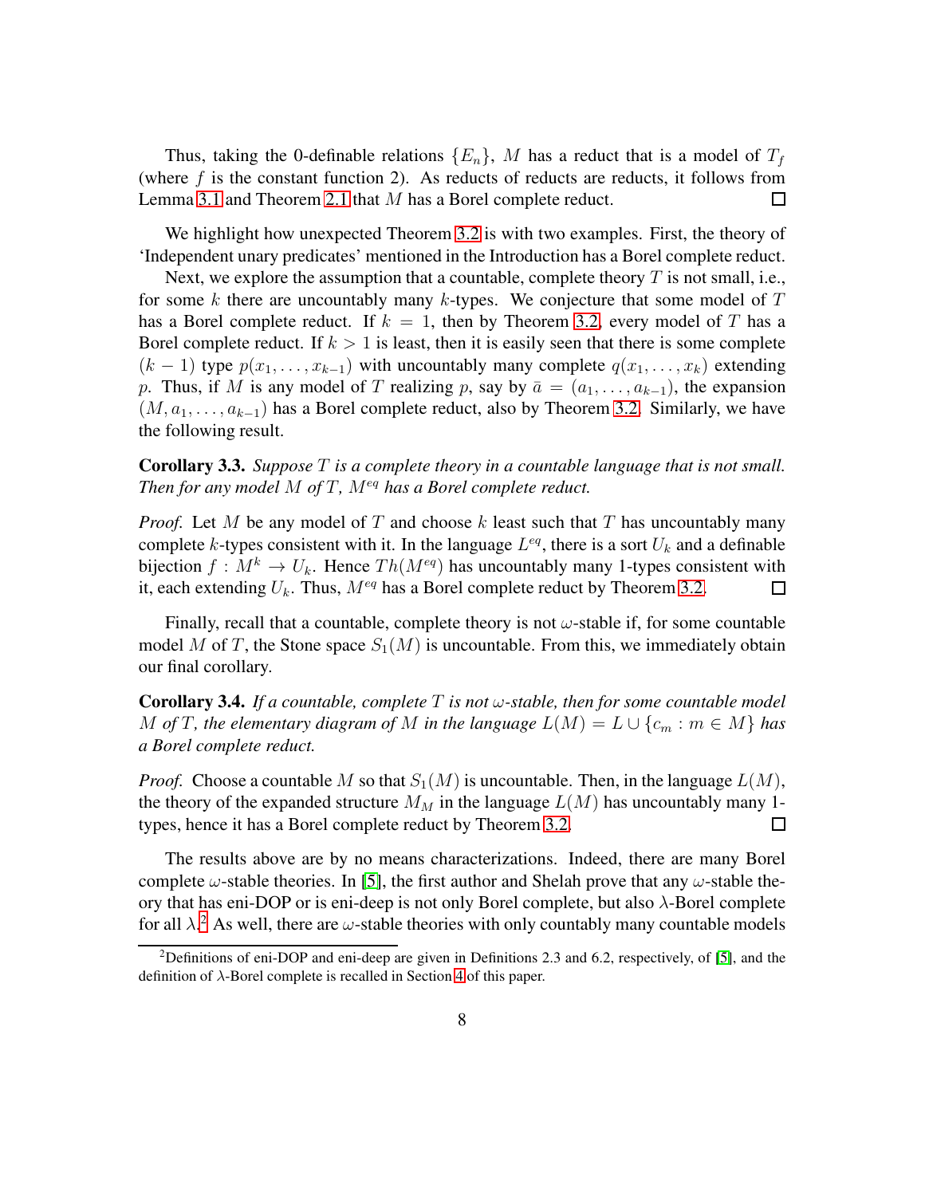Thus, taking the 0-definable relations $\{E_n\}$, $M$ has a reduct that is a model of $T_f$ (where $f$ is the constant function 2). As reducts of reducts are reducts, it follows from Lemma 3.1 and Theorem 2.1 that $M$ has a Borel complete reduct. ☐

We highlight how unexpected Theorem 3.2 is with two examples. First, the theory of 'Independent unary predicates' mentioned in the Introduction has a Borel complete reduct.

Next, we explore the assumption that a countable, complete theory $T$ is not small, i.e., for some $k$ there are uncountably many $k$-types. We conjecture that some model of $T$ has a Borel complete reduct. If $k = 1$, then by Theorem 3.2, every model of $T$ has a Borel complete reduct. If $k > 1$ is least, then it is easily seen that there is some complete $(k-1)$ type $p(x_1, \ldots, x_{k-1})$ with uncountably many complete $q(x_1, \ldots, x_k)$ extending $p$. Thus, if $M$ is any model of $T$ realizing $p$, say by $\bar{a} = (a_1, \ldots, a_{k-1})$, the expansion $(M, a_1, \ldots, a_{k-1})$ has a Borel complete reduct, also by Theorem 3.2. Similarly, we have the following result.

**Corollary 3.3.** *Suppose $T$ is a complete theory in a countable language that is not small. Then for any model $M$ of $T$, $M^{eq}$ has a Borel complete reduct.*

*Proof.* Let $M$ be any model of $T$ and choose $k$ least such that $T$ has uncountably many complete $k$-types consistent with it. In the language $L^{eq}$, there is a sort $U_k$ and a definable bijection $f : M^k \to U_k$. Hence $Th(M^{eq})$ has uncountably many 1-types consistent with it, each extending $U_k$. Thus, $M^{eq}$ has a Borel complete reduct by Theorem 3.2. ☐

Finally, recall that a countable, complete theory is not $\omega$-stable if, for some countable model $M$ of $T$, the Stone space $S_1(M)$ is uncountable. From this, we immediately obtain our final corollary.

**Corollary 3.4.** *If a countable, complete $T$ is not $\omega$-stable, then for some countable model $M$ of $T$, the elementary diagram of $M$ in the language $L(M) = L \cup \{c_m : m \in M\}$ has a Borel complete reduct.*

*Proof.* Choose a countable $M$ so that $S_1(M)$ is uncountable. Then, in the language $L(M)$, the theory of the expanded structure $M_M$ in the language $L(M)$ has uncountably many 1-types, hence it has a Borel complete reduct by Theorem 3.2. ☐

The results above are by no means characterizations. Indeed, there are many Borel complete $\omega$-stable theories. In [5], the first author and Shelah prove that any $\omega$-stable theory that has eni-DOP or is eni-deep is not only Borel complete, but also $\lambda$-Borel complete for all $\lambda$.[2] As well, there are $\omega$-stable theories with only countably many countable models

[2] Definitions of eni-DOP and eni-deep are given in Definitions 2.3 and 6.2, respectively, of [5], and the definition of $\lambda$-Borel complete is recalled in Section 4 of this paper.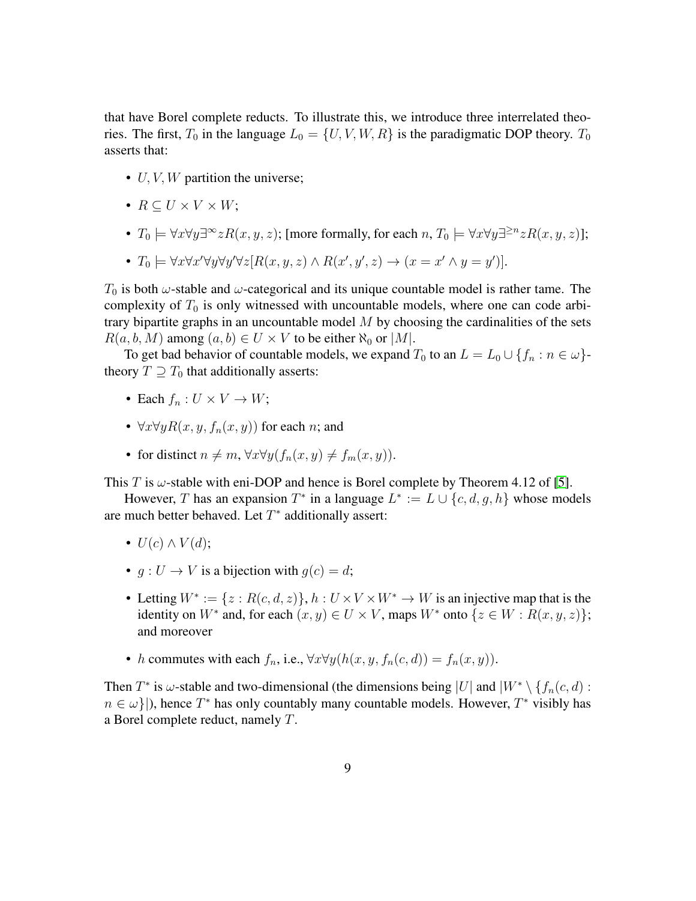that have Borel complete reducts. To illustrate this, we introduce three interrelated theories. The first, $T_0$ in the language $L_0 = \{U, V, W, R\}$ is the paradigmatic DOP theory. $T_0$ asserts that:

- $U, V, W$ partition the universe;
- $R \subseteq U \times V \times W$;
- $T_0 \models \forall x \forall y \exists^\infty z R(x, y, z)$; [more formally, for each $n$, $T_0 \models \forall x \forall y \exists^{\geq n} z R(x, y, z)$];
- $T_0 \models \forall x \forall x' \forall y \forall y' \forall z [R(x, y, z) \wedge R(x', y', z) \rightarrow (x = x' \wedge y = y')]$.

$T_0$ is both $\omega$-stable and $\omega$-categorical and its unique countable model is rather tame. The complexity of $T_0$ is only witnessed with uncountable models, where one can code arbitrary bipartite graphs in an uncountable model $M$ by choosing the cardinalities of the sets $R(a, b, M)$ among $(a, b) \in U \times V$ to be either $\aleph_0$ or $|M|$.

To get bad behavior of countable models, we expand $T_0$ to an $L = L_0 \cup \{f_n : n \in \omega\}$-theory $T \supseteq T_0$ that additionally asserts:

- Each $f_n : U \times V \rightarrow W$;
- $\forall x \forall y R(x, y, f_n(x, y))$ for each $n$; and
- for distinct $n \neq m$, $\forall x \forall y (f_n(x, y) \neq f_m(x, y))$.

This $T$ is $\omega$-stable with eni-DOP and hence is Borel complete by Theorem 4.12 of [5].

However, $T$ has an expansion $T^*$ in a language $L^* := L \cup \{c, d, g, h\}$ whose models are much better behaved. Let $T^*$ additionally assert:

- $U(c) \wedge V(d)$;
- $g : U \rightarrow V$ is a bijection with $g(c) = d$;
- Letting $W^* := \{z : R(c, d, z)\}$, $h : U \times V \times W^* \rightarrow W$ is an injective map that is the identity on $W^*$ and, for each $(x, y) \in U \times V$, maps $W^*$ onto $\{z \in W : R(x, y, z)\}$; and moreover
- $h$ commutes with each $f_n$, i.e., $\forall x \forall y (h(x, y, f_n(c, d)) = f_n(x, y))$.

Then $T^*$ is $\omega$-stable and two-dimensional (the dimensions being $|U|$ and $|W^* \setminus \{f_n(c, d) : n \in \omega\}|$), hence $T^*$ has only countably many countable models. However, $T^*$ visibly has a Borel complete reduct, namely $T$.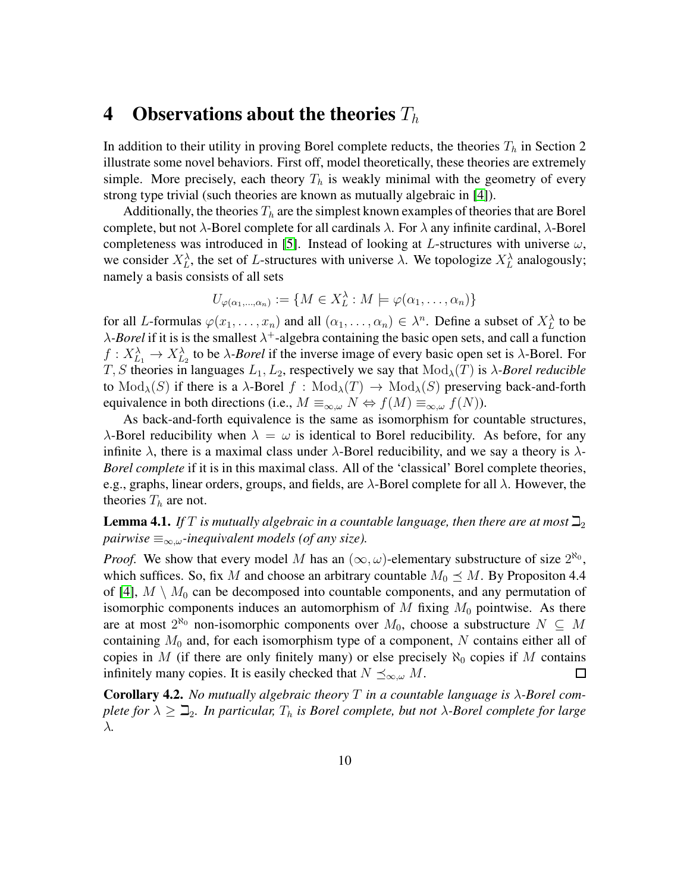# 4 Observations about the theories $T_h$

In addition to their utility in proving Borel complete reducts, the theories $T_h$ in Section 2 illustrate some novel behaviors. First off, model theoretically, these theories are extremely simple. More precisely, each theory $T_h$ is weakly minimal with the geometry of every strong type trivial (such theories are known as mutually algebraic in [4]).

Additionally, the theories $T_h$ are the simplest known examples of theories that are Borel complete, but not $\lambda$-Borel complete for all cardinals $\lambda$. For $\lambda$ any infinite cardinal, $\lambda$-Borel completeness was introduced in [5]. Instead of looking at $L$-structures with universe $\omega$, we consider $X_L^\lambda$, the set of $L$-structures with universe $\lambda$. We topologize $X_L^\lambda$ analogously; namely a basis consists of all sets

$$U_{\varphi(\alpha_1,\ldots,\alpha_n)} := \{M \in X_L^\lambda : M \models \varphi(\alpha_1, \ldots, \alpha_n)\}$$

for all $L$-formulas $\varphi(x_1, \ldots, x_n)$ and all $(\alpha_1, \ldots, \alpha_n) \in \lambda^n$. Define a subset of $X_L^\lambda$ to be *$\lambda$-Borel* if it is is the smallest $\lambda^+$-algebra containing the basic open sets, and call a function $f : X_{L_1}^\lambda \to X_{L_2}^\lambda$ to be *$\lambda$-Borel* if the inverse image of every basic open set is $\lambda$-Borel. For $T, S$ theories in languages $L_1, L_2$, respectively we say that $\mathrm{Mod}_\lambda(T)$ is *$\lambda$-Borel reducible* to $\mathrm{Mod}_\lambda(S)$ if there is a $\lambda$-Borel $f : \mathrm{Mod}_\lambda(T) \to \mathrm{Mod}_\lambda(S)$ preserving back-and-forth equivalence in both directions (i.e., $M \equiv_{\infty,\omega} N \Leftrightarrow f(M) \equiv_{\infty,\omega} f(N)$).

As back-and-forth equivalence is the same as isomorphism for countable structures, $\lambda$-Borel reducibility when $\lambda = \omega$ is identical to Borel reducibility. As before, for any infinite $\lambda$, there is a maximal class under $\lambda$-Borel reducibility, and we say a theory is *$\lambda$-Borel complete* if it is in this maximal class. All of the 'classical' Borel complete theories, e.g., graphs, linear orders, groups, and fields, are $\lambda$-Borel complete for all $\lambda$. However, the theories $T_h$ are not.

**Lemma 4.1.** *If $T$ is mutually algebraic in a countable language, then there are at most $\beth_2$ pairwise $\equiv_{\infty,\omega}$-inequivalent models (of any size).*

*Proof.* We show that every model $M$ has an $(\infty, \omega)$-elementary substructure of size $2^{\aleph_0}$, which suffices. So, fix $M$ and choose an arbitrary countable $M_0 \preceq M$. By Propositon 4.4 of [4], $M \setminus M_0$ can be decomposed into countable components, and any permutation of isomorphic components induces an automorphism of $M$ fixing $M_0$ pointwise. As there are at most $2^{\aleph_0}$ non-isomorphic components over $M_0$, choose a substructure $N \subseteq M$ containing $M_0$ and, for each isomorphism type of a component, $N$ contains either all of copies in $M$ (if there are only finitely many) or else precisely $\aleph_0$ copies if $M$ contains infinitely many copies. It is easily checked that $N \preceq_{\infty,\omega} M$. $\square$

**Corollary 4.2.** *No mutually algebraic theory $T$ in a countable language is $\lambda$-Borel complete for $\lambda \geq \beth_2$. In particular, $T_h$ is Borel complete, but not $\lambda$-Borel complete for large $\lambda$.*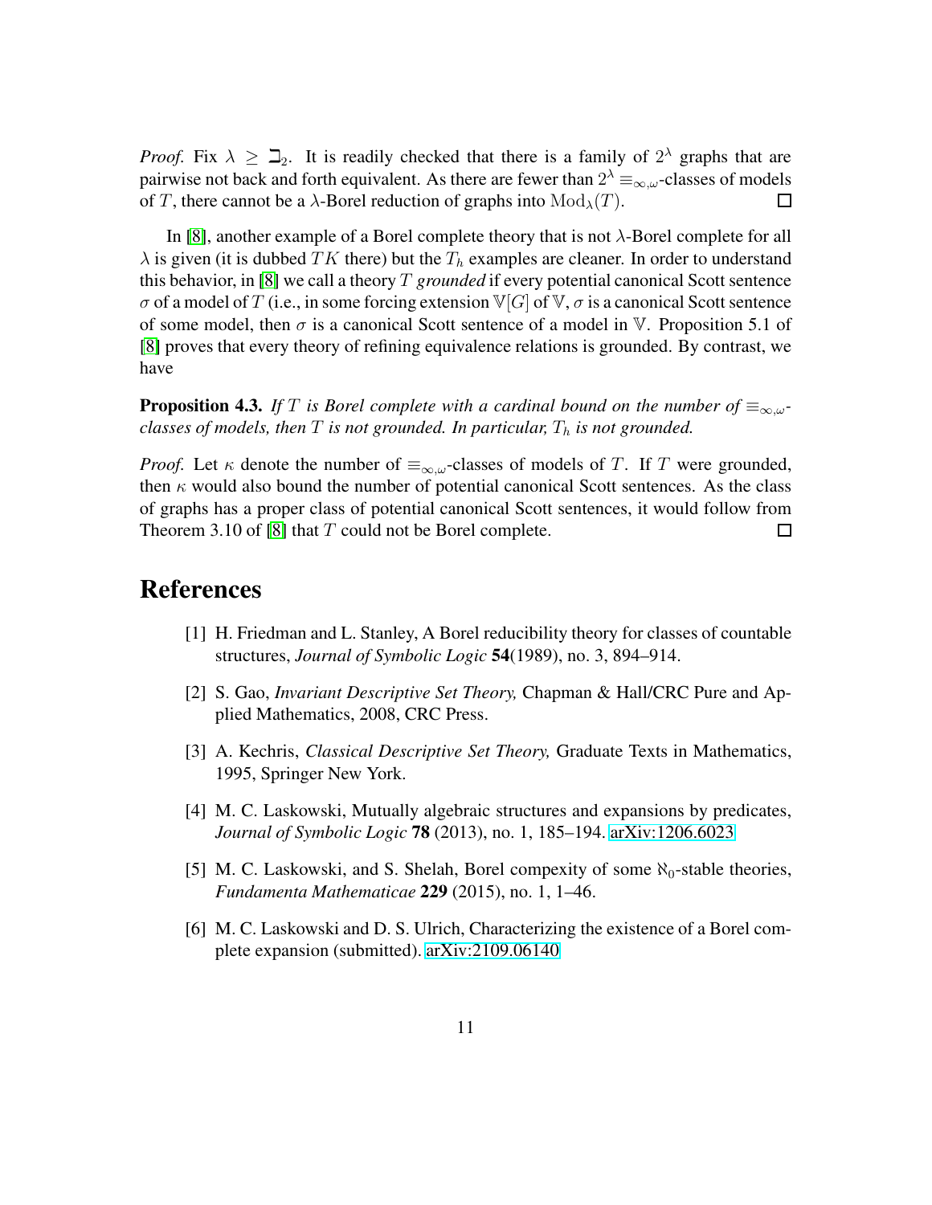*Proof.* Fix $\lambda \geq \beth_2$. It is readily checked that there is a family of $2^\lambda$ graphs that are pairwise not back and forth equivalent. As there are fewer than $2^\lambda$ $\equiv_{\infty,\omega}$-classes of models of $T$, there cannot be a $\lambda$-Borel reduction of graphs into $\mathrm{Mod}_\lambda(T)$. $\square$

In [8], another example of a Borel complete theory that is not $\lambda$-Borel complete for all $\lambda$ is given (it is dubbed $TK$ there) but the $T_h$ examples are cleaner. In order to understand this behavior, in [8] we call a theory $T$ *grounded* if every potential canonical Scott sentence $\sigma$ of a model of $T$ (i.e., in some forcing extension $\mathbb{V}[G]$ of $\mathbb{V}$, $\sigma$ is a canonical Scott sentence of some model, then $\sigma$ is a canonical Scott sentence of a model in $\mathbb{V}$. Proposition 5.1 of [8] proves that every theory of refining equivalence relations is grounded. By contrast, we have

**Proposition 4.3.** *If $T$ is Borel complete with a cardinal bound on the number of $\equiv_{\infty,\omega}$-classes of models, then $T$ is not grounded. In particular, $T_h$ is not grounded.*

*Proof.* Let $\kappa$ denote the number of $\equiv_{\infty,\omega}$-classes of models of $T$. If $T$ were grounded, then $\kappa$ would also bound the number of potential canonical Scott sentences. As the class of graphs has a proper class of potential canonical Scott sentences, it would follow from Theorem 3.10 of [8] that $T$ could not be Borel complete. $\square$

# References

[1] H. Friedman and L. Stanley, A Borel reducibility theory for classes of countable structures, *Journal of Symbolic Logic* **54**(1989), no. 3, 894–914.

[2] S. Gao, *Invariant Descriptive Set Theory,* Chapman & Hall/CRC Pure and Applied Mathematics, 2008, CRC Press.

[3] A. Kechris, *Classical Descriptive Set Theory,* Graduate Texts in Mathematics, 1995, Springer New York.

[4] M. C. Laskowski, Mutually algebraic structures and expansions by predicates, *Journal of Symbolic Logic* **78** (2013), no. 1, 185–194. arXiv:1206.6023

[5] M. C. Laskowski, and S. Shelah, Borel compexity of some $\aleph_0$-stable theories, *Fundamenta Mathematicae* **229** (2015), no. 1, 1–46.

[6] M. C. Laskowski and D. S. Ulrich, Characterizing the existence of a Borel complete expansion (submitted). arXiv:2109.06140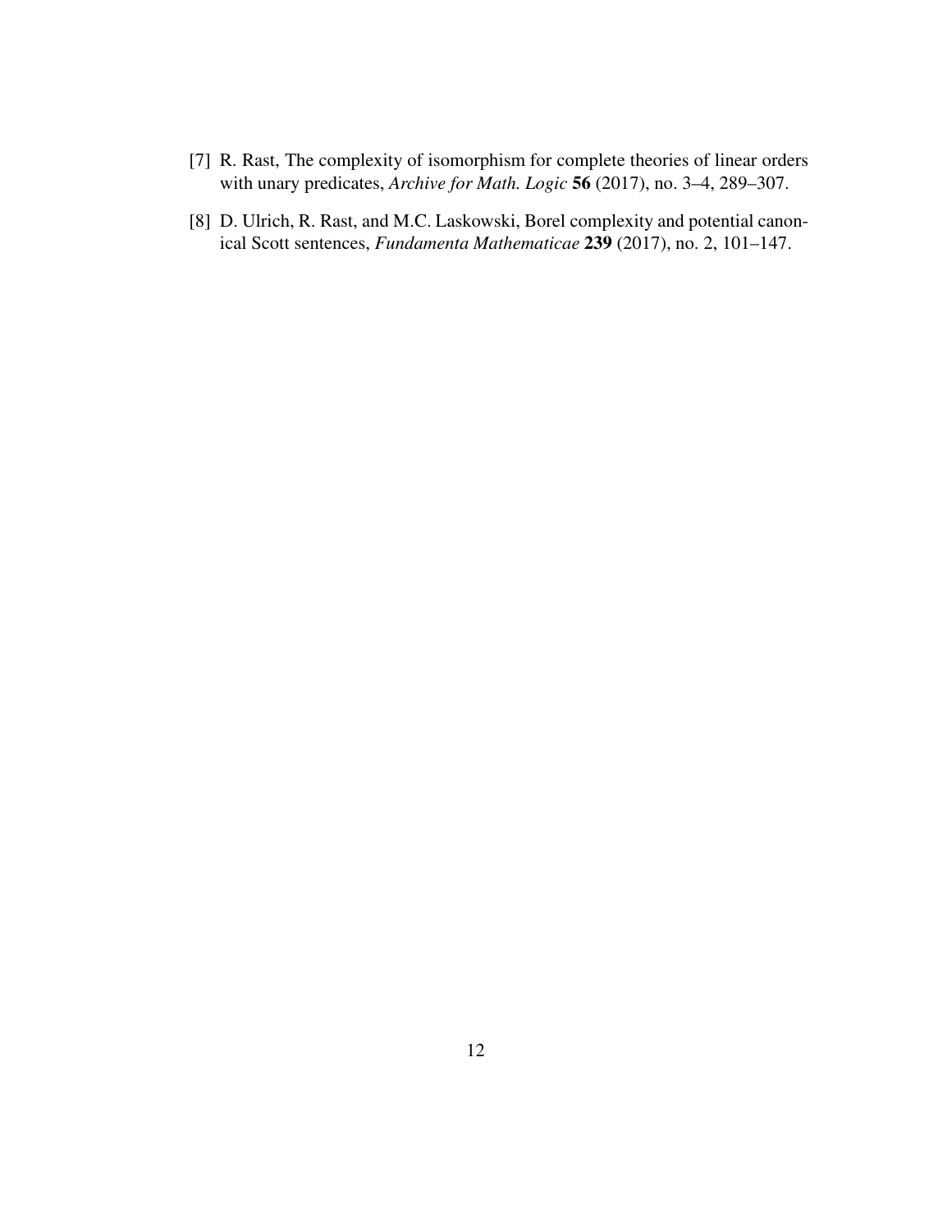[7] R. Rast, The complexity of isomorphism for complete theories of linear orders with unary predicates, *Archive for Math. Logic* **56** (2017), no. 3–4, 289–307.

[8] D. Ulrich, R. Rast, and M.C. Laskowski, Borel complexity and potential canonical Scott sentences, *Fundamenta Mathematicae* **239** (2017), no. 2, 101–147.